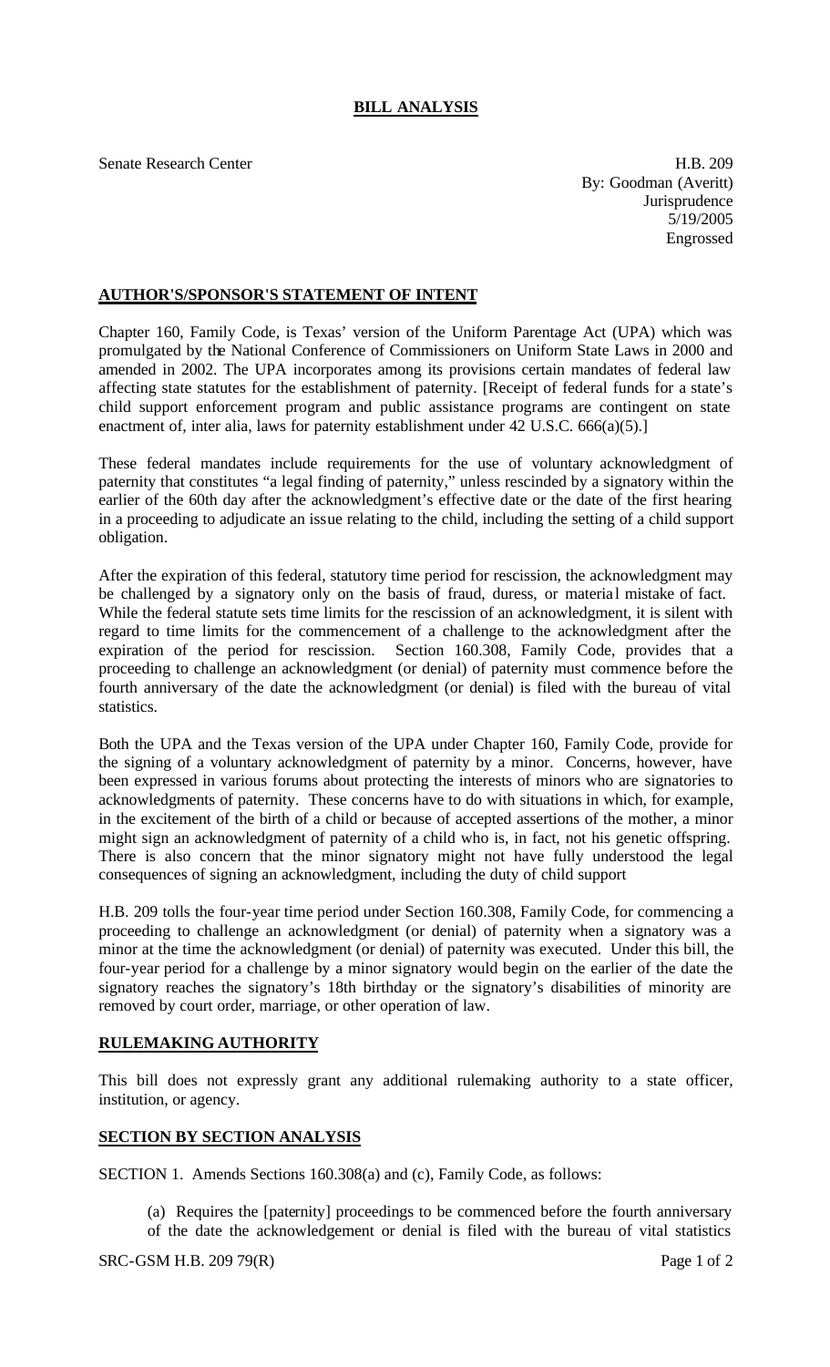# BILL ANALYSIS

Senate Research Center

H.B. 209
By: Goodman (Averitt)
Jurisprudence
5/19/2005
Engrossed

## AUTHOR'S/SPONSOR'S STATEMENT OF INTENT

Chapter 160, Family Code, is Texas' version of the Uniform Parentage Act (UPA) which was promulgated by the National Conference of Commissioners on Uniform State Laws in 2000 and amended in 2002. The UPA incorporates among its provisions certain mandates of federal law affecting state statutes for the establishment of paternity. [Receipt of federal funds for a state's child support enforcement program and public assistance programs are contingent on state enactment of, inter alia, laws for paternity establishment under 42 U.S.C. 666(a)(5).]

These federal mandates include requirements for the use of voluntary acknowledgment of paternity that constitutes "a legal finding of paternity," unless rescinded by a signatory within the earlier of the 60th day after the acknowledgment's effective date or the date of the first hearing in a proceeding to adjudicate an issue relating to the child, including the setting of a child support obligation.

After the expiration of this federal, statutory time period for rescission, the acknowledgment may be challenged by a signatory only on the basis of fraud, duress, or material mistake of fact. While the federal statute sets time limits for the rescission of an acknowledgment, it is silent with regard to time limits for the commencement of a challenge to the acknowledgment after the expiration of the period for rescission. Section 160.308, Family Code, provides that a proceeding to challenge an acknowledgment (or denial) of paternity must commence before the fourth anniversary of the date the acknowledgment (or denial) is filed with the bureau of vital statistics.

Both the UPA and the Texas version of the UPA under Chapter 160, Family Code, provide for the signing of a voluntary acknowledgment of paternity by a minor. Concerns, however, have been expressed in various forums about protecting the interests of minors who are signatories to acknowledgments of paternity. These concerns have to do with situations in which, for example, in the excitement of the birth of a child or because of accepted assertions of the mother, a minor might sign an acknowledgment of paternity of a child who is, in fact, not his genetic offspring. There is also concern that the minor signatory might not have fully understood the legal consequences of signing an acknowledgment, including the duty of child support

H.B. 209 tolls the four-year time period under Section 160.308, Family Code, for commencing a proceeding to challenge an acknowledgment (or denial) of paternity when a signatory was a minor at the time the acknowledgment (or denial) of paternity was executed. Under this bill, the four-year period for a challenge by a minor signatory would begin on the earlier of the date the signatory reaches the signatory's 18th birthday or the signatory's disabilities of minority are removed by court order, marriage, or other operation of law.

## RULEMAKING AUTHORITY

This bill does not expressly grant any additional rulemaking authority to a state officer, institution, or agency.

## SECTION BY SECTION ANALYSIS

SECTION 1. Amends Sections 160.308(a) and (c), Family Code, as follows:

(a) Requires the [paternity] proceedings to be commenced before the fourth anniversary of the date the acknowledgement or denial is filed with the bureau of vital statistics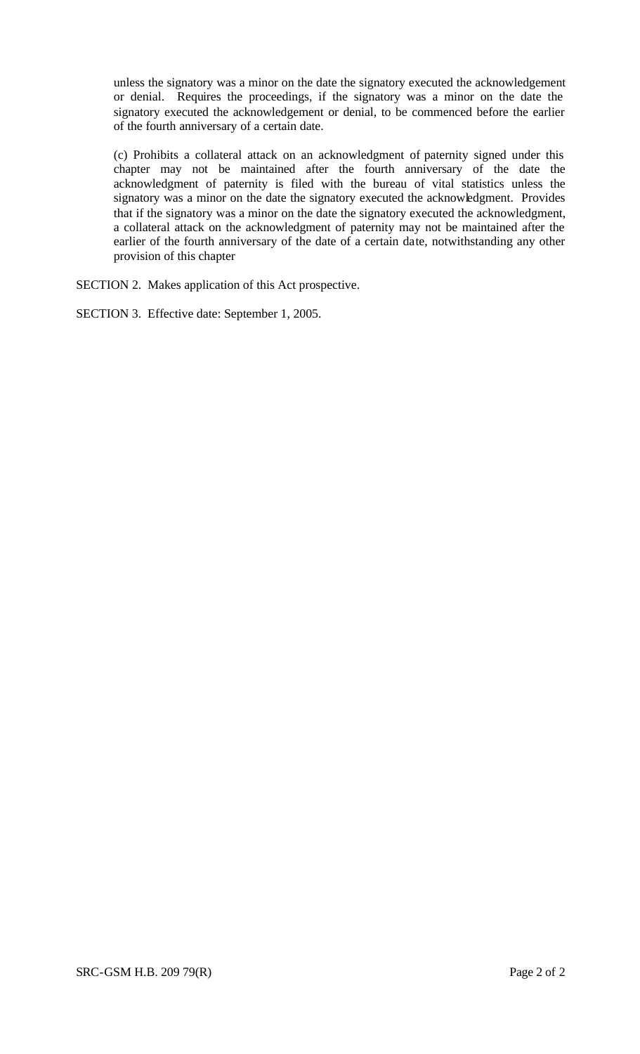unless the signatory was a minor on the date the signatory executed the acknowledgement or denial. Requires the proceedings, if the signatory was a minor on the date the signatory executed the acknowledgement or denial, to be commenced before the earlier of the fourth anniversary of a certain date.

(c) Prohibits a collateral attack on an acknowledgment of paternity signed under this chapter may not be maintained after the fourth anniversary of the date the acknowledgment of paternity is filed with the bureau of vital statistics unless the signatory was a minor on the date the signatory executed the acknowledgment. Provides that if the signatory was a minor on the date the signatory executed the acknowledgment, a collateral attack on the acknowledgment of paternity may not be maintained after the earlier of the fourth anniversary of the date of a certain date, notwithstanding any other provision of this chapter

SECTION 2. Makes application of this Act prospective.

SECTION 3. Effective date: September 1, 2005.